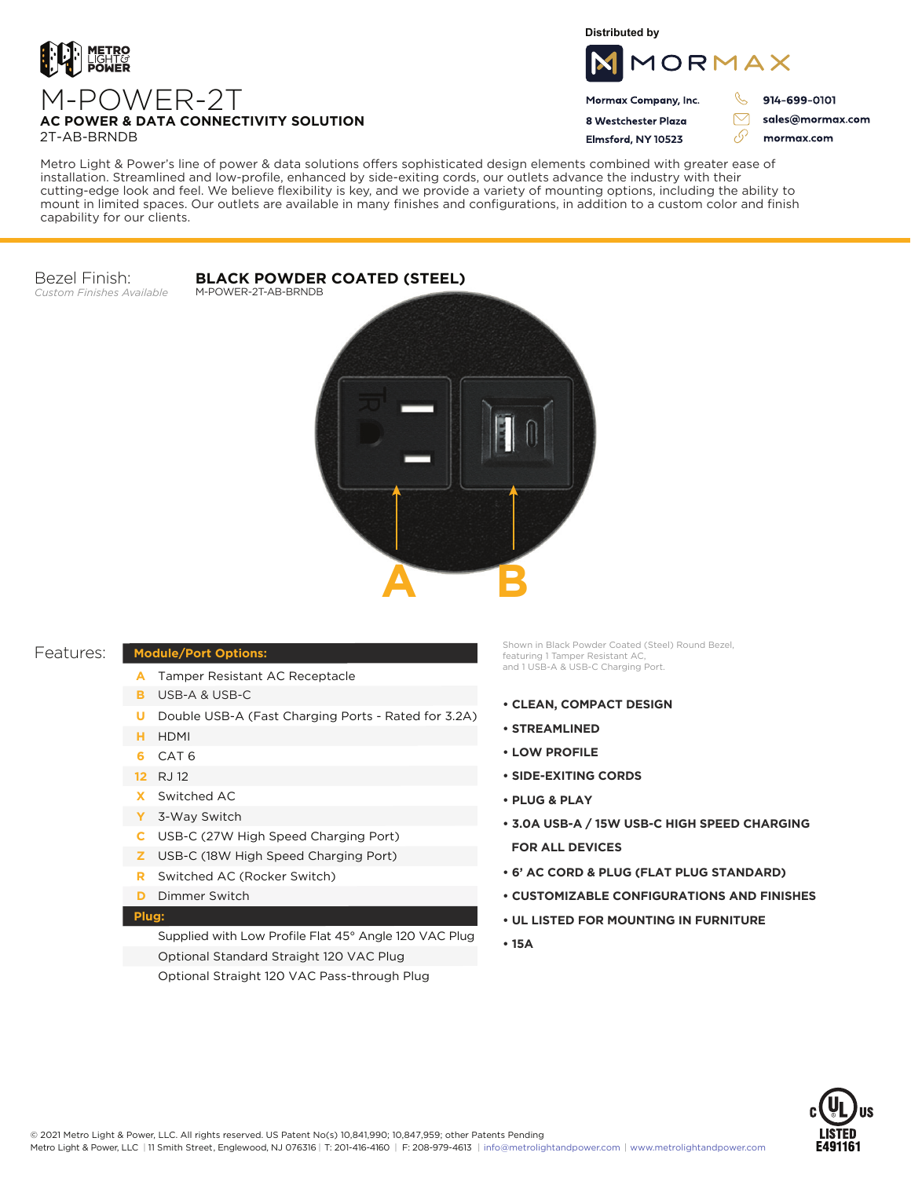METRO LIGHT & POWER

# M-POWER-2T

**AC POWER & DATA CONNECTIVITY SOLUTION**

2T-AB-BRNDB

Distributed by

MORMAX

**Mormax Company, Inc.**
**8 Westchester Plaza**
**Elmsford, NY 10523**

**914-699-0101**
**sales@mormax.com**
**mormax.com**

Metro Light & Power's line of power & data solutions offers sophisticated design elements combined with greater ease of installation. Streamlined and low-profile, enhanced by side-exiting cords, our outlets advance the industry with their cutting-edge look and feel. We believe flexibility is key, and we provide a variety of mounting options, including the ability to mount in limited spaces. Our outlets are available in many finishes and configurations, in addition to a custom color and finish capability for our clients.

Bezel Finish:
*Custom Finishes Available*

**BLACK POWDER COATED (STEEL)**
M-POWER-2T-AB-BRNDB

A B

Shown in Black Powder Coated (Steel) Round Bezel, featuring 1 Tamper Resistant AC, and 1 USB-A & USB-C Charging Port.

## Features:

| **Module/Port Options:** | |
|---|---|
| A | Tamper Resistant AC Receptacle |
| B | USB-A & USB-C |
| U | Double USB-A (Fast Charging Ports - Rated for 3.2A) |
| H | HDMI |
| 6 | CAT 6 |
| 12 | RJ 12 |
| X | Switched AC |
| Y | 3-Way Switch |
| C | USB-C (27W High Speed Charging Port) |
| Z | USB-C (18W High Speed Charging Port) |
| R | Switched AC (Rocker Switch) |
| D | Dimmer Switch |
| **Plug:** | |
| | Supplied with Low Profile Flat 45° Angle 120 VAC Plug |
| | Optional Standard Straight 120 VAC Plug |
| | Optional Straight 120 VAC Pass-through Plug |

- **CLEAN, COMPACT DESIGN**
- **STREAMLINED**
- **LOW PROFILE**
- **SIDE-EXITING CORDS**
- **PLUG & PLAY**
- **3.0A USB-A / 15W USB-C HIGH SPEED CHARGING FOR ALL DEVICES**
- **6' AC CORD & PLUG (FLAT PLUG STANDARD)**
- **CUSTOMIZABLE CONFIGURATIONS AND FINISHES**
- **UL LISTED FOR MOUNTING IN FURNITURE**
- **15A**

© 2021 Metro Light & Power, LLC. All rights reserved. US Patent No(s) 10,841,990; 10,847,959; other Patents Pending
Metro Light & Power, LLC | 11 Smith Street, Englewood, NJ 076316 | T: 201-416-4160 | F: 208-979-4613 | info@metrolightandpower.com | www.metrolightandpower.com

c UL us LISTED E491161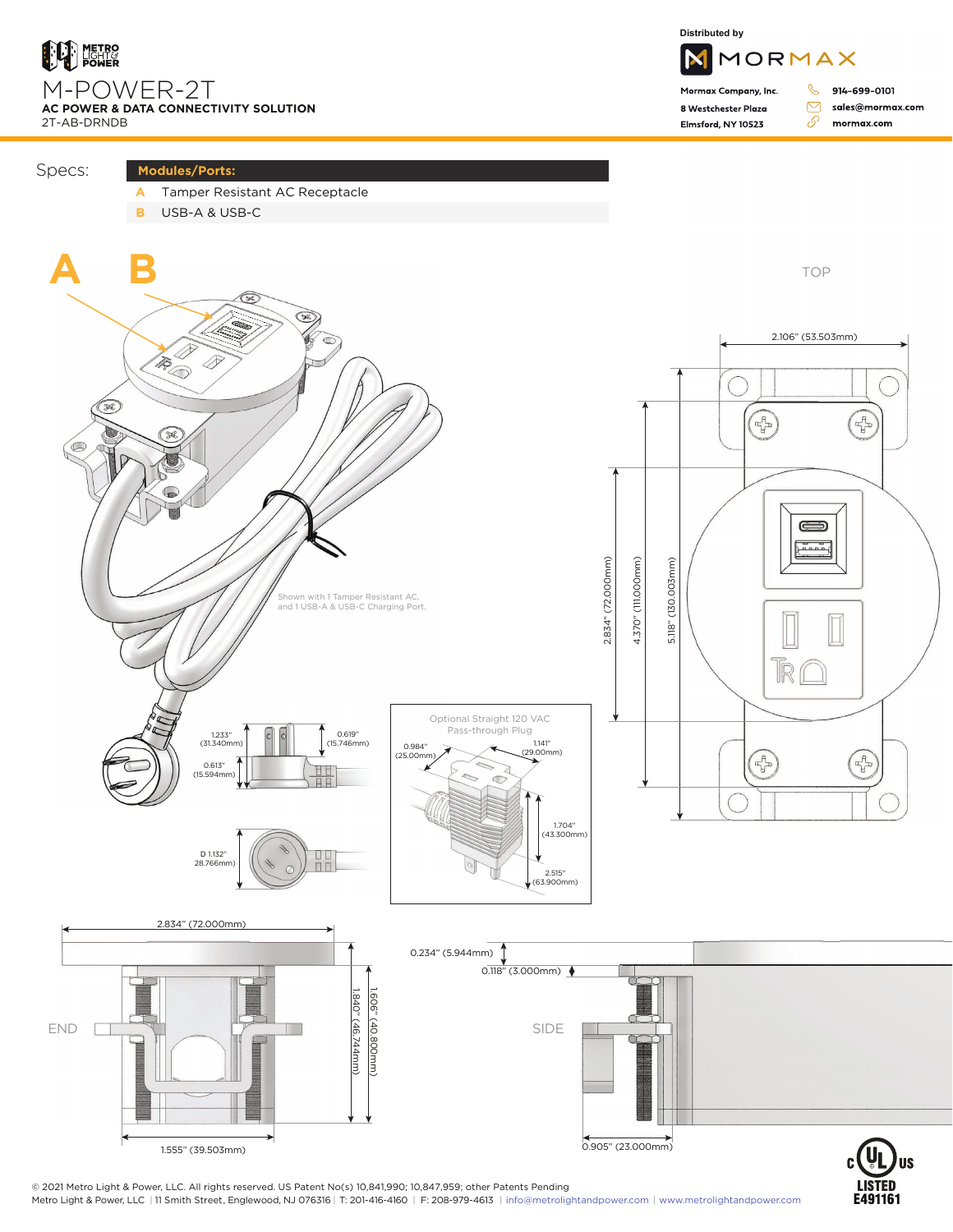METRO LIGHT & POWER

# M-POWER-2T

**AC POWER & DATA CONNECTIVITY SOLUTION**

2T-AB-DRNDB

Distributed by

MORMAX

Mormax Company, Inc.
8 Westchester Plaza
Elmsford, NY 10523

914-699-0101
sales@mormax.com
mormax.com

Specs:

| Modules/Ports: | |
|---|---|
| A | Tamper Resistant AC Receptacle |
| B | USB-A & USB-C |

A B

TOP

2.106" (53.503mm)

2.834" (72.000mm)

4.370" (111.000mm)

5.118" (130.003mm)

Shown with 1 Tamper Resistant AC, and 1 USB-A & USB-C Charging Port.

1.233" (31.340mm)

0.619" (15.746mm)

0.613" (15.594mm)

D 1.132" 28.766mm)

Optional Straight 120 VAC Pass-through Plug

0.984" (25.00mm)

1.141" (29.00mm)

1.704" (43.300mm)

2.515" (63.900mm)

END

2.834" (72.000mm)

1.840" (46.744mm)

1.606" (40.800mm)

1.555" (39.503mm)

SIDE

0.234" (5.944mm)

0.118" (3.000mm)

0.905" (23.000mm)

c UL us LISTED E491161

© 2021 Metro Light & Power, LLC. All rights reserved. US Patent No(s) 10,841,990; 10,847,959; other Patents Pending

Metro Light & Power, LLC | 11 Smith Street, Englewood, NJ 076316 | T: 201-416-4160 | F: 208-979-4613 | info@metrolightandpower.com | www.metrolightandpower.com